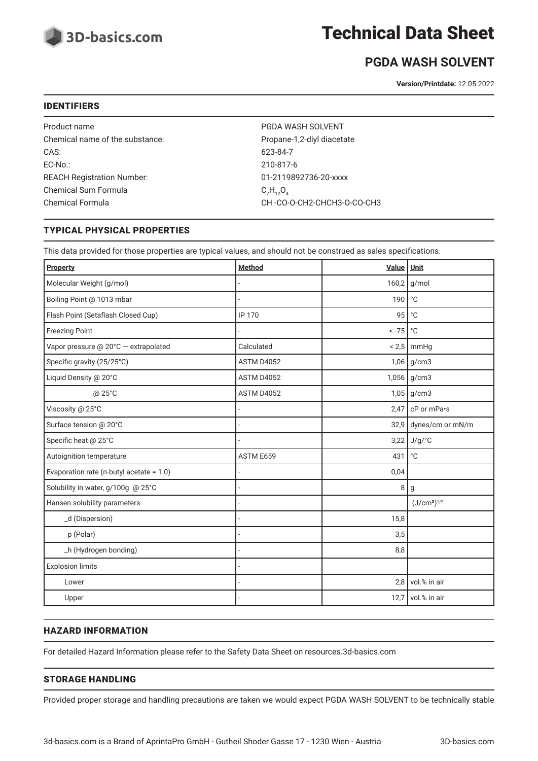# Technical Data Sheet

## PGDA WASH SOLVENT

**Version/Printdate:** 12.05.2022

### IDENTIFIERS

| | |
|---|---|
| Product name | PGDA WASH SOLVENT |
| Chemical name of the substance: | Propane-1,2-diyl diacetate |
| CAS: | 623-84-7 |
| EC-No.: | 210-817-6 |
| REACH Registration Number: | 01-2119892736-20-xxxx |
| Chemical Sum Formula | $C_7H_{12}O_4$ |
| Chemical Formula | CH -CO-O-CH2-CHCH3-O-CO-CH3 |

### TYPICAL PHYSICAL PROPERTIES

This data provided for those properties are typical values, and should not be construed as sales specifications.

| Property | Method | Value | Unit |
|---|---|---|---|
| Molecular Weight (g/mol) | - | 160,2 | g/mol |
| Boiling Point @ 1013 mbar | - | 190 | °C |
| Flash Point (Setaflash Closed Cup) | IP 170 | 95 | °C |
| Freezing Point | - | < -75 | °C |
| Vapor pressure @ 20°C — extrapolated | Calculated | < 2,5 | mmHg |
| Specific gravity (25/25°C) | ASTM D4052 | 1,06 | g/cm3 |
| Liquid Density @ 20°C | ASTM D4052 | 1,056 | g/cm3 |
| @ 25°C | ASTM D4052 | 1,05 | g/cm3 |
| Viscosity @ 25°C | - | 2,47 | cP or mPa•s |
| Surface tension @ 20°C | - | 32,9 | dynes/cm or mN/m |
| Specific heat @ 25°C | - | 3,22 | J/g/°C |
| Autoignition temperature | ASTM E659 | 431 | °C |
| Evaporation rate (n-butyl acetate = 1.0) | - | 0,04 | |
| Solubility in water, g/100g @ 25°C | - | 8 | g |
| Hansen solubility parameters | - | | $(J/cm^3)^{1/2}$ |
| _d (Dispersion) | - | 15,8 | |
| _p (Polar) | - | 3,5 | |
| _h (Hydrogen bonding) | - | 8,8 | |
| Explosion limits | - | | |
| Lower | - | 2,8 | vol.% in air |
| Upper | - | 12,7 | vol.% in air |

### HAZARD INFORMATION

For detailed Hazard Information please refer to the Safety Data Sheet on resources.3d-basics.com

### STORAGE HANDLING

Provided proper storage and handling precautions are taken we would expect PGDA WASH SOLVENT to be technically stable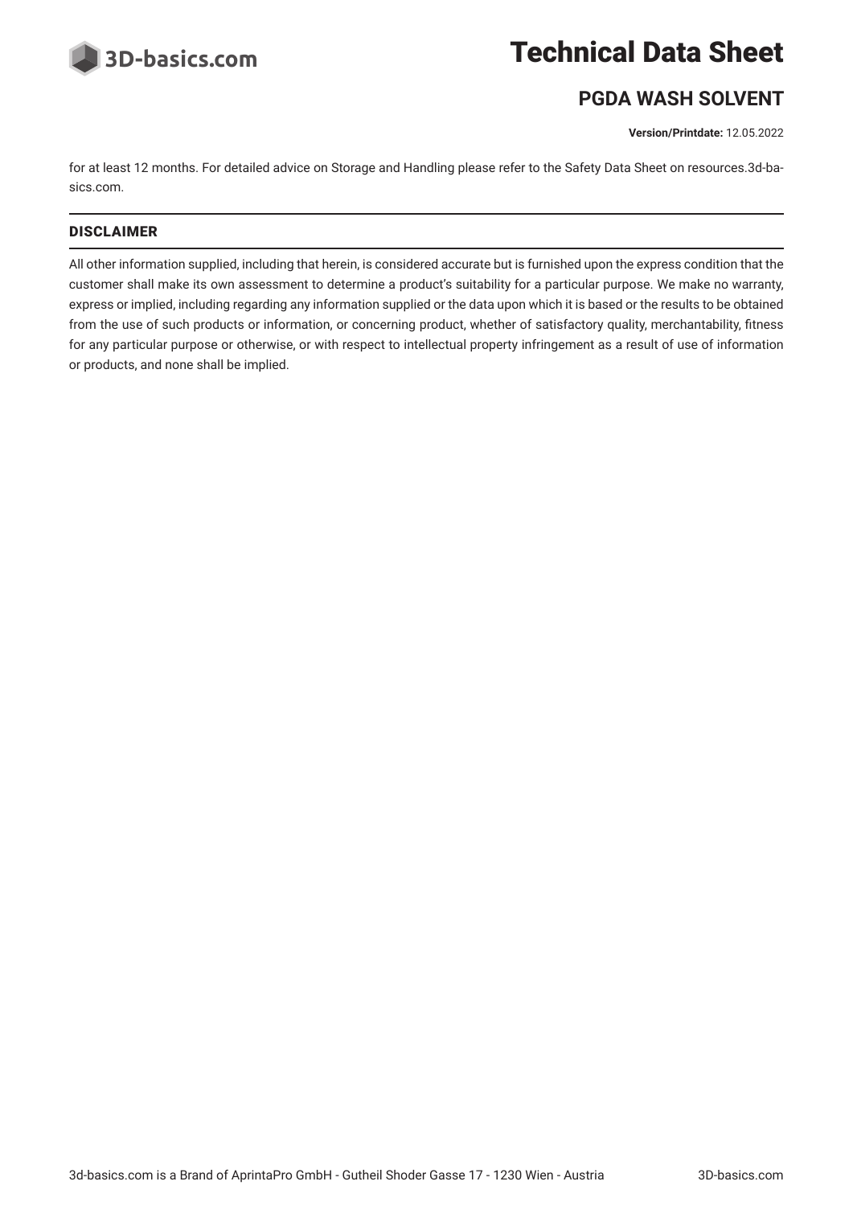for at least 12 months. For detailed advice on Storage and Handling please refer to the Safety Data Sheet on resources.3d-basics.com.

## DISCLAIMER

All other information supplied, including that herein, is considered accurate but is furnished upon the express condition that the customer shall make its own assessment to determine a product's suitability for a particular purpose. We make no warranty, express or implied, including regarding any information supplied or the data upon which it is based or the results to be obtained from the use of such products or information, or concerning product, whether of satisfactory quality, merchantability, fitness for any particular purpose or otherwise, or with respect to intellectual property infringement as a result of use of information or products, and none shall be implied.